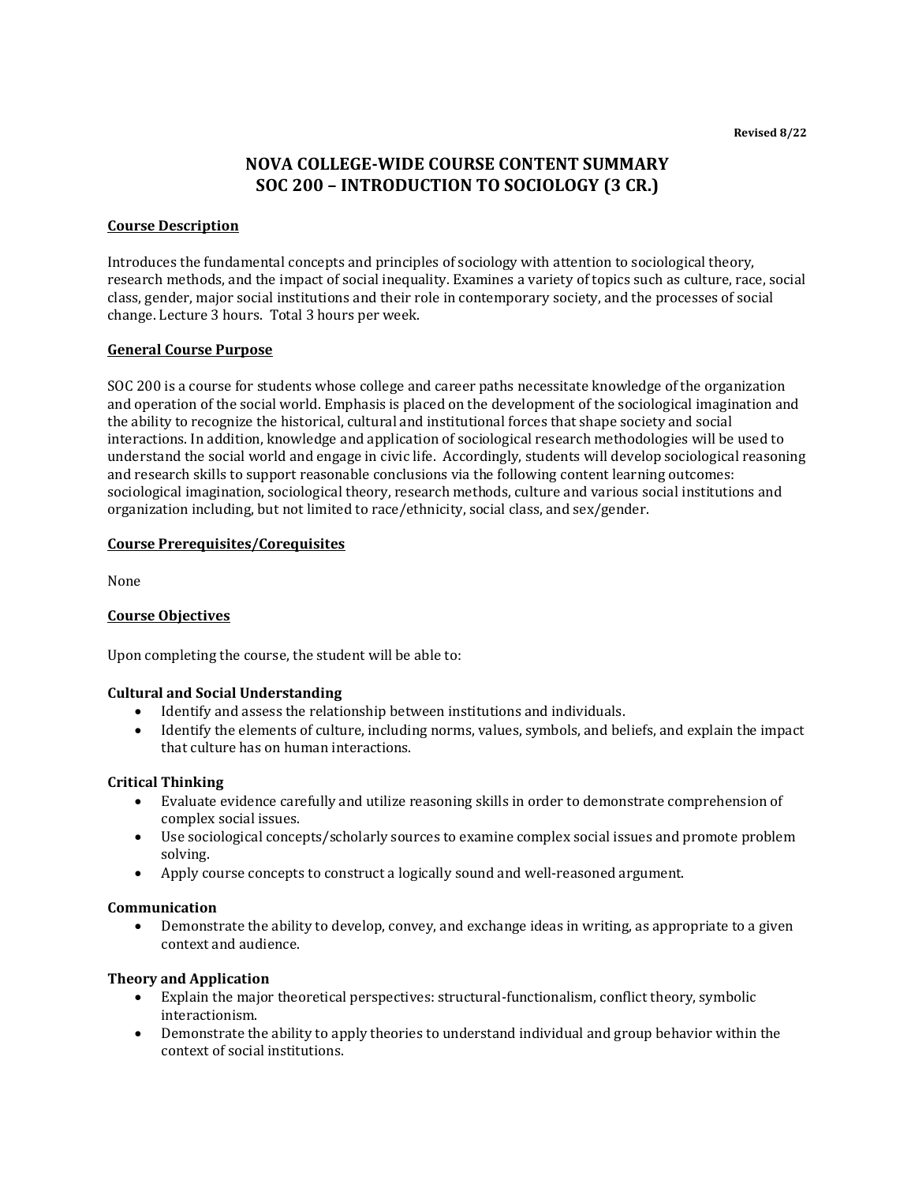Revised 8/22

# NOVA COLLEGE-WIDE COURSE CONTENT SUMMARY
# SOC 200 – INTRODUCTION TO SOCIOLOGY (3 CR.)

## Course Description

Introduces the fundamental concepts and principles of sociology with attention to sociological theory, research methods, and the impact of social inequality. Examines a variety of topics such as culture, race, social class, gender, major social institutions and their role in contemporary society, and the processes of social change. Lecture 3 hours. Total 3 hours per week.

## General Course Purpose

SOC 200 is a course for students whose college and career paths necessitate knowledge of the organization and operation of the social world. Emphasis is placed on the development of the sociological imagination and the ability to recognize the historical, cultural and institutional forces that shape society and social interactions. In addition, knowledge and application of sociological research methodologies will be used to understand the social world and engage in civic life. Accordingly, students will develop sociological reasoning and research skills to support reasonable conclusions via the following content learning outcomes: sociological imagination, sociological theory, research methods, culture and various social institutions and organization including, but not limited to race/ethnicity, social class, and sex/gender.

## Course Prerequisites/Corequisites

None

## Course Objectives

Upon completing the course, the student will be able to:

### Cultural and Social Understanding

- Identify and assess the relationship between institutions and individuals.
- Identify the elements of culture, including norms, values, symbols, and beliefs, and explain the impact that culture has on human interactions.

### Critical Thinking

- Evaluate evidence carefully and utilize reasoning skills in order to demonstrate comprehension of complex social issues.
- Use sociological concepts/scholarly sources to examine complex social issues and promote problem solving.
- Apply course concepts to construct a logically sound and well-reasoned argument.

### Communication

- Demonstrate the ability to develop, convey, and exchange ideas in writing, as appropriate to a given context and audience.

### Theory and Application

- Explain the major theoretical perspectives: structural-functionalism, conflict theory, symbolic interactionism.
- Demonstrate the ability to apply theories to understand individual and group behavior within the context of social institutions.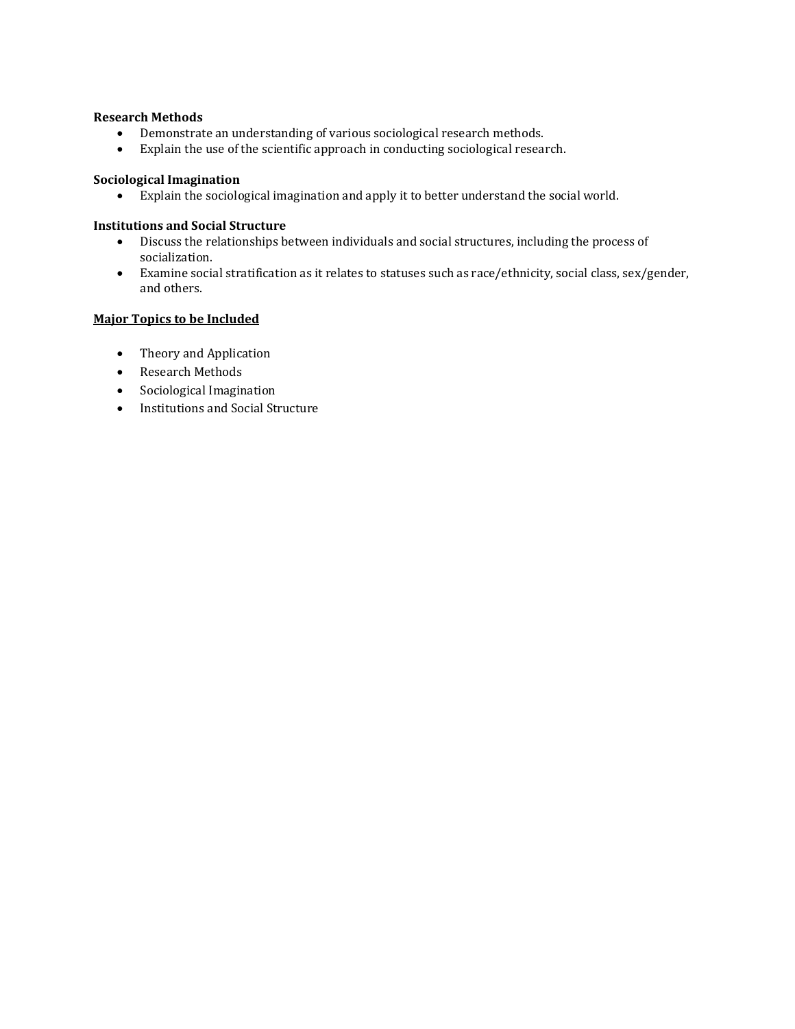**Research Methods**

- Demonstrate an understanding of various sociological research methods.
- Explain the use of the scientific approach in conducting sociological research.

**Sociological Imagination**

- Explain the sociological imagination and apply it to better understand the social world.

**Institutions and Social Structure**

- Discuss the relationships between individuals and social structures, including the process of socialization.
- Examine social stratification as it relates to statuses such as race/ethnicity, social class, sex/gender, and others.

**<u>Major Topics to be Included</u>**

- Theory and Application
- Research Methods
- Sociological Imagination
- Institutions and Social Structure